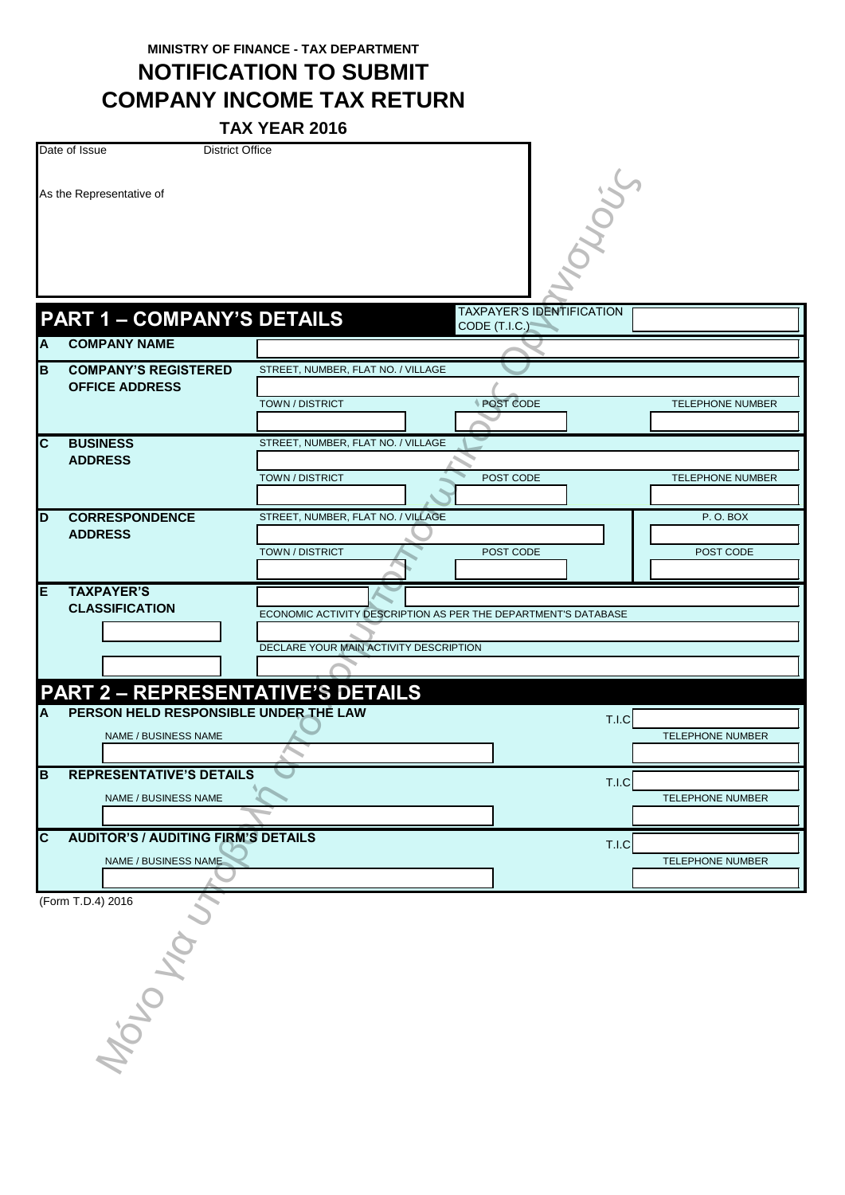MINISTRY OF FINANCE - TAX DEPARTMENT

# NOTIFICATION TO SUBMIT COMPANY INCOME TAX RETURN

**TAX YEAR 2016**

Date of Issue | District Office

As the Representative of

## PART 1 – COMPANY'S DETAILS

TAXPAYER'S IDENTIFICATION CODE (T.I.C.)

| | | | | |
|---|---|---|---|---|
| **A** | **COMPANY NAME** | | | |
| **B** | **COMPANY'S REGISTERED OFFICE ADDRESS** | STREET, NUMBER, FLAT NO. / VILLAGE | | |
| | | TOWN / DISTRICT | POST CODE | TELEPHONE NUMBER |
| **C** | **BUSINESS ADDRESS** | STREET, NUMBER, FLAT NO. / VILLAGE | | |
| | | TOWN / DISTRICT | POST CODE | TELEPHONE NUMBER |
| **D** | **CORRESPONDENCE ADDRESS** | STREET, NUMBER, FLAT NO. / VILLAGE | | P. O. BOX |
| | | TOWN / DISTRICT | POST CODE | POST CODE |
| **E** | **TAXPAYER'S CLASSIFICATION** | ECONOMIC ACTIVITY DESCRIPTION AS PER THE DEPARTMENT'S DATABASE | | |
| | | DECLARE YOUR MAIN ACTIVITY DESCRIPTION | | |

## PART 2 – REPRESENTATIVE'S DETAILS

| | | | |
|---|---|---|---|
| **A** | **PERSON HELD RESPONSIBLE UNDER THE LAW** | T.I.C | |
| | NAME / BUSINESS NAME | | TELEPHONE NUMBER |
| **B** | **REPRESENTATIVE'S DETAILS** | T.I.C | |
| | NAME / BUSINESS NAME | | TELEPHONE NUMBER |
| **C** | **AUDITOR'S / AUDITING FIRM'S DETAILS** | T.I.C | |
| | NAME / BUSINESS NAME | | TELEPHONE NUMBER |

(Form T.D.4) 2016

Μόνο για υποβολή από τους εξουσιοδοτημένους οργανισμούς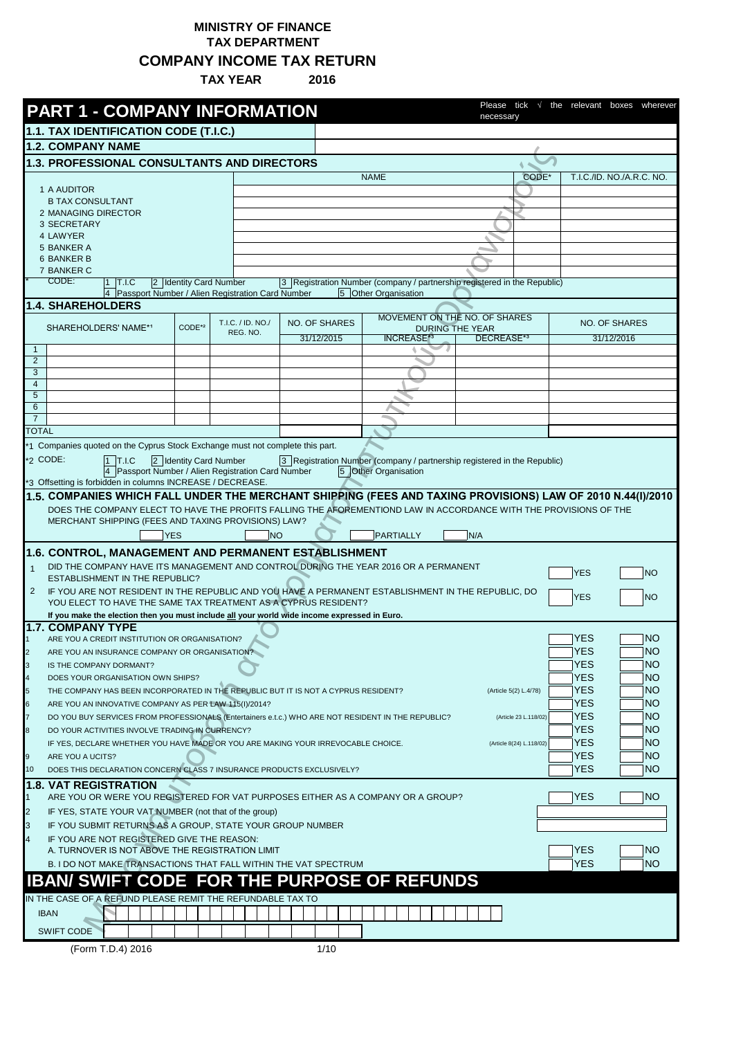**MINISTRY OF FINANCE**
**TAX DEPARTMENT**

# COMPANY INCOME TAX RETURN

**TAX YEAR 2016**

## PART 1 - COMPANY INFORMATION

Please tick √ the relevant boxes wherever necessary

### 1.1. TAX IDENTIFICATION CODE (T.I.C.)

### 1.2. COMPANY NAME

### 1.3. PROFESSIONAL CONSULTANTS AND DIRECTORS

| | NAME | CODE* | T.I.C./ID. NO./A.R.C. NO. |
|---|---|---|---|
| 1 A AUDITOR | | | |
| B TAX CONSULTANT | | | |
| 2 MANAGING DIRECTOR | | | |
| 3 SECRETARY | | | |
| 4 LAWYER | | | |
| 5 BANKER A | | | |
| 6 BANKER B | | | |
| 7 BANKER C | | | |

\* CODE: 1 T.I.C 2 Identity Card Number 3 Registration Number (company / partnership registered in the Republic) 4 Passport Number / Alien Registration Card Number 5 Other Organisation

### 1.4. SHAREHOLDERS

| | SHAREHOLDERS' NAME*1 | CODE*2 | T.I.C. / ID. NO./ REG. NO. | NO. OF SHARES 31/12/2015 | MOVEMENT ON THE NO. OF SHARES DURING THE YEAR INCREASE*3 | DECREASE*3 | NO. OF SHARES 31/12/2016 |
|---|---|---|---|---|---|---|---|
| 1 | | | | | | | |
| 2 | | | | | | | |
| 3 | | | | | | | |
| 4 | | | | | | | |
| 5 | | | | | | | |
| 6 | | | | | | | |
| 7 | | | | | | | |
| TOTAL | | | | | | | |

*1 Companies quoted on the Cyprus Stock Exchange must not complete this part.

*2 CODE: 1 T.I.C 2 Identity Card Number 3 Registration Number (company / partnership registered in the Republic) 4 Passport Number / Alien Registration Card Number 5 Other Organisation

*3 Offsetting is forbidden in columns INCREASE / DECREASE.

### 1.5. COMPANIES WHICH FALL UNDER THE MERCHANT SHIPPING (FEES AND TAXING PROVISIONS) LAW OF 2010 N.44(I)/2010

DOES THE COMPANY ELECT TO HAVE THE PROFITS FALLING THE AFOREMENTIOND LAW IN ACCORDANCE WITH THE PROVISIONS OF THE MERCHANT SHIPPING (FEES AND TAXING PROVISIONS) LAW?

☐ YES ☐ NO ☐ PARTIALLY ☐ N/A

### 1.6. CONTROL, MANAGEMENT AND PERMANENT ESTABLISHMENT

1. DID THE COMPANY HAVE ITS MANAGEMENT AND CONTROL DURING THE YEAR 2016 OR A PERMANENT ESTABLISHMENT IN THE REPUBLIC? ☐ YES ☐ NO
2. IF YOU ARE NOT RESIDENT IN THE REPUBLIC AND YOU HAVE A PERMANENT ESTABLISHMENT IN THE REPUBLIC, DO YOU ELECT TO HAVE THE SAME TAX TREATMENT AS A CYPRUS RESIDENT? ☐ YES ☐ NO

**If you make the election then you must include all your world wide income expressed in Euro.**

### 1.7. COMPANY TYPE

| | | | | |
|---|---|---|---|---|
| 1 | ARE YOU A CREDIT INSTITUTION OR ORGANISATION? | | YES | NO |
| 2 | ARE YOU AN INSURANCE COMPANY OR ORGANISATION? | | YES | NO |
| 3 | IS THE COMPANY DORMANT? | | YES | NO |
| 4 | DOES YOUR ORGANISATION OWN SHIPS? | | YES | NO |
| 5 | THE COMPANY HAS BEEN INCORPORATED IN THE REPUBLIC BUT IT IS NOT A CYPRUS RESIDENT? | (Article 5(2) L.4/78) | YES | NO |
| 6 | ARE YOU AN INNOVATIVE COMPANY AS PER LAW 115(I)/2014? | | YES | NO |
| 7 | DO YOU BUY SERVICES FROM PROFESSIONALS (Entertainers e.t.c.) WHO ARE NOT RESIDENT IN THE REPUBLIC? | (Article 23 L.118/02) | YES | NO |
| 8 | DO YOUR ACTIVITIES INVOLVE TRADING IN CURRENCY? | | YES | NO |
| | IF YES, DECLARE WHETHER YOU HAVE MADE OR YOU ARE MAKING YOUR IRREVOCABLE CHOICE. | (Article 8(24) L.118/02) | YES | NO |
| 9 | ARE YOU A UCITS? | | YES | NO |
| 10 | DOES THIS DECLARATION CONCERN CLASS 7 INSURANCE PRODUCTS EXCLUSIVELY? | | YES | NO |

### 1.8. VAT REGISTRATION

1. ARE YOU OR WERE YOU REGISTERED FOR VAT PURPOSES EITHER AS A COMPANY OR A GROUP? ☐ YES ☐ NO
2. IF YES, STATE YOUR VAT NUMBER (not that of the group)
3. IF YOU SUBMIT RETURNS AS A GROUP, STATE YOUR GROUP NUMBER
4. IF YOU ARE NOT REGISTERED GIVE THE REASON:
   A. TURNOVER IS NOT ABOVE THE REGISTRATION LIMIT ☐ YES ☐ NO
   B. I DO NOT MAKE TRANSACTIONS THAT FALL WITHIN THE VAT SPECTRUM ☐ YES ☐ NO

## IBAN/ SWIFT CODE FOR THE PURPOSE OF REFUNDS

IN THE CASE OF A REFUND PLEASE REMIT THE REFUNDABLE TAX TO

IBAN

SWIFT CODE

(Form T.D.4) 2016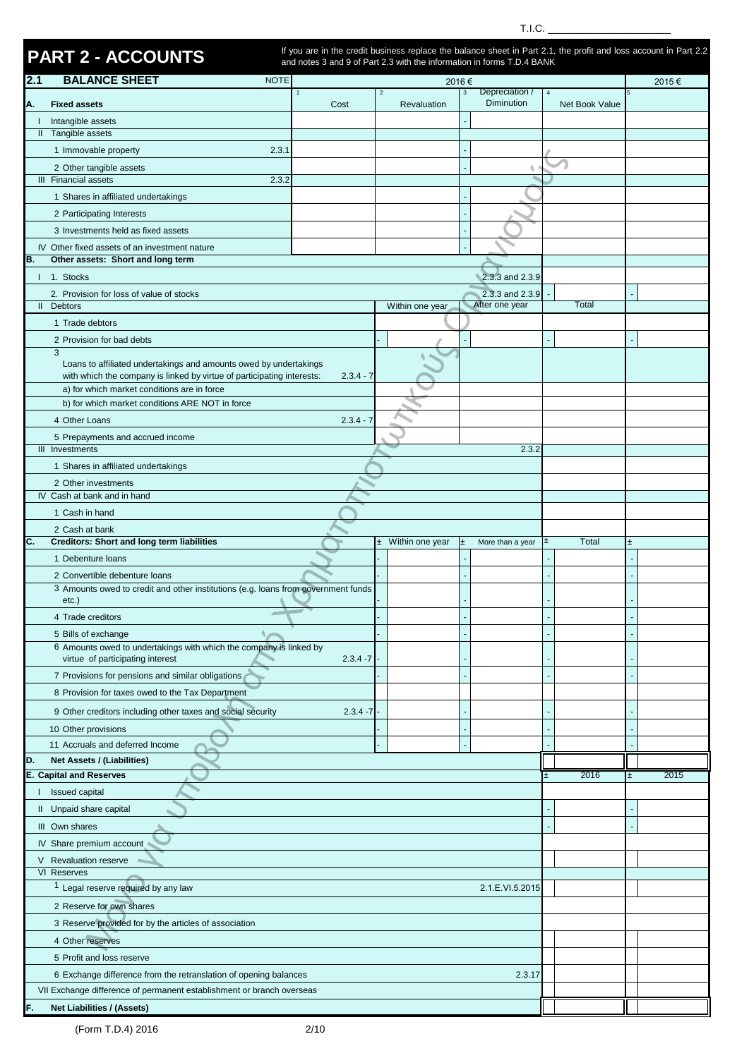T.I.C. ______________________

# PART 2 - ACCOUNTS

If you are in the credit business replace the balance sheet in Part 2.1, the profit and loss account in Part 2.2 and notes 3 and 9 of Part 2.3 with the information in forms T.D.4 BANK

## 2.1 BALANCE SHEET

| | NOTE | 2016 € 1 Cost | 2 Revaluation | 3 Depreciation / Diminution | 4 Net Book Value | 5 2015 € |
|---|---|---|---|---|---|---|
| **A. Fixed assets** | | | | | | |
| I Intangible assets | | | | - | | |
| II Tangible assets | | | | | | |
| 1 Immovable property | 2.3.1 | | | - | | |
| 2 Other tangible assets | | | | - | | |
| III Financial assets | 2.3.2 | | | | | |
| 1 Shares in affiliated undertakings | | | | - | | |
| 2 Participating Interests | | | | - | | |
| 3 Investments held as fixed assets | | | | - | | |
| IV Other fixed assets of an investment nature | | | | - | | |
| **B. Other assets: Short and long term** | | | | | | |
| I 1. Stocks | | | | 2.3.3 and 2.3.9 | | |
| 2. Provision for loss of value of stocks | | | | 2.3.3 and 2.3.9 | - | - |
| II Debtors | | | Within one year | After one year | Total | |
| 1 Trade debtors | | | | | | |
| 2 Provision for bad debts | | | - | - | - | - |
| 3 Loans to affiliated undertakings and amounts owed by undertakings with which the company is linked by virtue of participating interests: | 2.3.4 - 7 | | | | | |
| a) for which market conditions are in force | | | | | | |
| b) for which market conditions ARE NOT in force | | | | | | |
| 4 Other Loans | 2.3.4 - 7 | | | | | |
| 5 Prepayments and accrued income | | | | | | |
| III Investments | | | | 2.3.2 | | |
| 1 Shares in affiliated undertakings | | | | | | |
| 2 Other investments | | | | | | |
| IV Cash at bank and in hand | | | | | | |
| 1 Cash in hand | | | | | | |
| 2 Cash at bank | | | | | | |
| **C. Creditors: Short and long term liabilities** | | | ± Within one year | ± More than a year | ± Total | ± |
| 1 Debenture loans | | | - | - | - | - |
| 2 Convertible debenture loans | | | - | - | - | - |
| 3 Amounts owed to credit and other institutions (e.g. loans from government funds etc.) | | | - | - | - | - |
| 4 Trade creditors | | | - | - | - | - |
| 5 Bills of exchange | | | - | - | - | - |
| 6 Amounts owed to undertakings with which the company is linked by virtue of participating interest | 2.3.4 -7 | | - | - | - | - |
| 7 Provisions for pensions and similar obligations | | | - | - | - | - |
| 8 Provision for taxes owed to the Tax Department | | | | | | |
| 9 Other creditors including other taxes and social security | 2.3.4 -7 | | - | - | - | - |
| 10 Other provisions | | | - | - | - | - |
| 11 Accruals and deferred Income | | | - | - | - | - |
| **D. Net Assets / (Liabilities)** | | | | | | |
| **E. Capital and Reserves** | | | | | ± 2016 | ± 2015 |
| I Issued capital | | | | | | |
| II Unpaid share capital | | | | | - | - |
| III Own shares | | | | | - | - |
| IV Share premium account | | | | | | |
| V Revaluation reserve | | | | | | |
| VI Reserves | | | | | | |
| 1 Legal reserve required by any law | | | | 2.1.E.VI.5.2015 | | |
| 2 Reserve for own shares | | | | | | |
| 3 Reserve provided for by the articles of association | | | | | | |
| 4 Other reserves | | | | | | |
| 5 Profit and loss reserve | | | | | | |
| 6 Exchange difference from the retranslation of opening balances | | | | 2.3.17 | | |
| VII Exchange difference of permanent establishment or branch overseas | | | | | | |
| **F. Net Liabilities / (Assets)** | | | | | | |

(Form T.D.4) 2016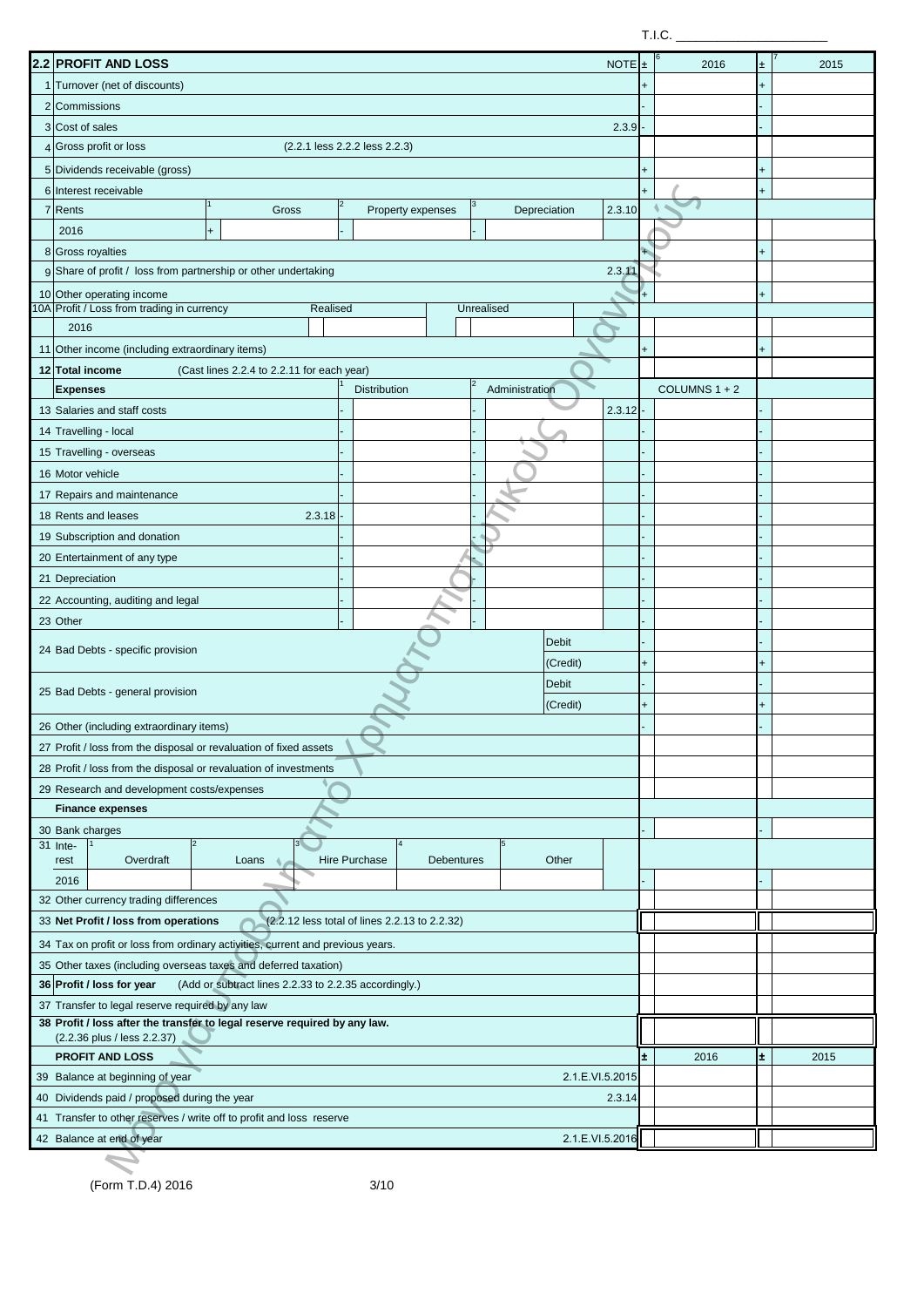T.I.C. ______________________

## 2.2 PROFIT AND LOSS

| | | NOTE | ± | 2016 | ± | 2015 |
|---|---|---|---|---|---|---|
| 1 | Turnover (net of discounts) | | + | | + | |
| 2 | Commissions | | - | | - | |
| 3 | Cost of sales | 2.3.9 | - | | - | |
| 4 | Gross profit or loss (2.2.1 less 2.2.2 less 2.2.3) | | | | | |
| 5 | Dividends receivable (gross) | | + | | + | |
| 6 | Interest receivable | | + | | + | |
| 7 | Rents — Gross / Property expenses / Depreciation | 2.3.10 | | | | |
| | 2016 + / - / - | | | | | |
| 8 | Gross royalties | | + | | + | |
| 9 | Share of profit / loss from partnership or other undertaking | 2.3.11 | | | | |
| 10 | Other operating income | | + | | + | |
| 10A | Profit / Loss from trading in currency — Realised / Unrealised | | | | | |
| | 2016 | | | | | |
| 11 | Other income (including extraordinary items) | | + | | + | |
| 12 | **Total income** (Cast lines 2.2.4 to 2.2.11 for each year) | | | | | |

| **Expenses** | | Distribution | | Administration | | | COLUMNS 1 + 2 | | |
|---|---|---|---|---|---|---|---|---|---|
| 13 Salaries and staff costs | - | | - | | 2.3.12 | - | | - | |
| 14 Travelling - local | - | | - | | | - | | - | |
| 15 Travelling - overseas | - | | - | | | - | | - | |
| 16 Motor vehicle | - | | - | | | - | | - | |
| 17 Repairs and maintenance | - | | - | | | - | | - | |
| 18 Rents and leases 2.3.18 | - | | - | | | - | | - | |
| 19 Subscription and donation | - | | - | | | - | | - | |
| 20 Entertainment of any type | - | | - | | | - | | - | |
| 21 Depreciation | - | | - | | | - | | - | |
| 22 Accounting, auditing and legal | - | | - | | | - | | - | |
| 23 Other | - | | - | | | - | | - | |
| 24 Bad Debts - specific provision | | | | Debit | | - | | - | |
| | | | | (Credit) | | + | | + | |
| 25 Bad Debts - general provision | | | | Debit | | - | | - | |
| | | | | (Credit) | | + | | + | |
| 26 Other (including extraordinary items) | | | | | | - | | - | |
| 27 Profit / loss from the disposal or revaluation of fixed assets | | | | | | | | | |
| 28 Profit / loss from the disposal or revaluation of investments | | | | | | | | | |
| 29 Research and development costs/expenses | | | | | | | | | |
| **Finance expenses** | | | | | | | | | |
| 30 Bank charges | | | | | | - | | - | |

| 31 Interest | Overdraft | Loans | Hire Purchase | Debentures | Other | ± | 2016 | ± | 2015 |
|---|---|---|---|---|---|---|---|---|---|
| 2016 | | | | | | - | | - | |

| | | NOTE | ± | 2016 | ± | 2015 |
|---|---|---|---|---|---|---|
| 32 | Other currency trading differences | | | | | |
| 33 | **Net Profit / loss from operations** (2.2.12 less total of lines 2.2.13 to 2.2.32) | | | | | |
| 34 | Tax on profit or loss from ordinary activities, current and previous years. | | | | | |
| 35 | Other taxes (including overseas taxes and deferred taxation) | | | | | |
| 36 | **Profit / loss for year** (Add or subtract lines 2.2.33 to 2.2.35 accordingly.) | | | | | |
| 37 | Transfer to legal reserve required by any law | | | | | |
| 38 | **Profit / loss after the transfer to legal reserve required by any law.** (2.2.36 plus / less 2.2.37) | | | | | |

| **PROFIT AND LOSS** | | NOTE | ± | 2016 | ± | 2015 |
|---|---|---|---|---|---|---|
| 39 | Balance at beginning of year | 2.1.E.VI.5.2015 | | | | |
| 40 | Dividends paid / proposed during the year | 2.3.14 | | | | |
| 41 | Transfer to other reserves / write off to profit and loss reserve | | | | | |
| 42 | Balance at end of year | 2.1.E.VI.5.2016 | | | | |

(Form T.D.4) 2016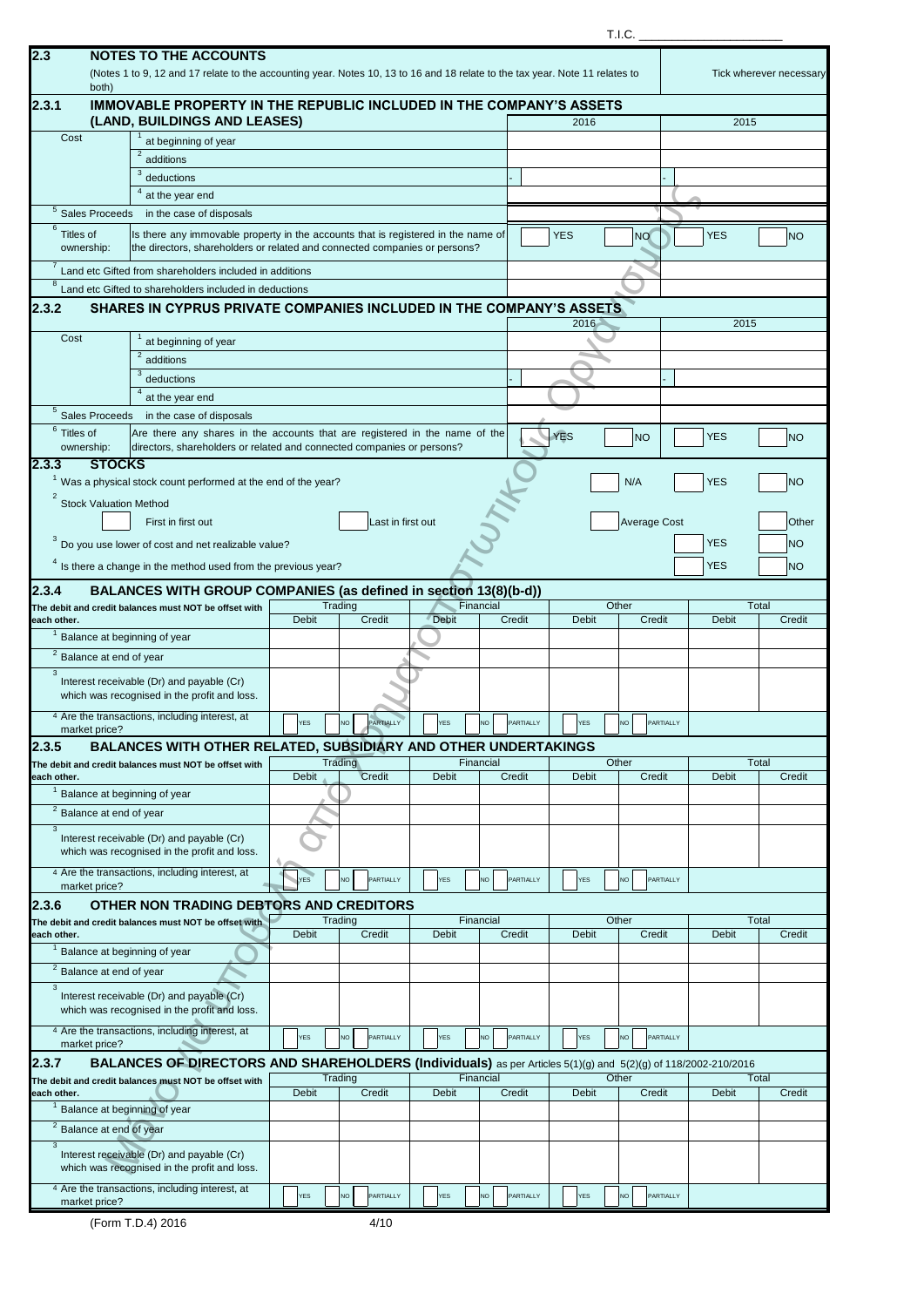T.I.C. ______________________

## 2.3 NOTES TO THE ACCOUNTS

(Notes 1 to 9, 12 and 17 relate to the accounting year. Notes 10, 13 to 16 and 18 relate to the tax year. Note 11 relates to both)

Tick wherever necessary

### 2.3.1 IMMOVABLE PROPERTY IN THE REPUBLIC INCLUDED IN THE COMPANY'S ASSETS (LAND, BUILDINGS AND LEASES)

| | | 2016 | 2015 |
|---|---|---|---|
| Cost | 1 at beginning of year | | |
| | 2 additions | | |
| | 3 deductions | - | - |
| | 4 at the year end | | |
| 5 Sales Proceeds | in the case of disposals | | |
| 6 Titles of ownership: | Is there any immovable property in the accounts that is registered in the name of the directors, shareholders or related and connected companies or persons? | YES / NO | YES / NO |
| 7 Land etc Gifted from shareholders included in additions | | | |
| 8 Land etc Gifted to shareholders included in deductions | | | |

### 2.3.2 SHARES IN CYPRUS PRIVATE COMPANIES INCLUDED IN THE COMPANY'S ASSETS

| | | 2016 | 2015 |
|---|---|---|---|
| Cost | 1 at beginning of year | | |
| | 2 additions | | |
| | 3 deductions | - | - |
| | 4 at the year end | | |
| 5 Sales Proceeds | in the case of disposals | | |
| 6 Titles of ownership: | Are there any shares in the accounts that are registered in the name of the directors, shareholders or related and connected companies or persons? | YES / NO | YES / NO |

### 2.3.3 STOCKS

1 Was a physical stock count performed at the end of the year? N/A / YES / NO

2 Stock Valuation Method

First in first out / Last in first out / Average Cost / Other

3 Do you use lower of cost and net realizable value? YES / NO

4 Is there a change in the method used from the previous year? YES / NO

### 2.3.4 BALANCES WITH GROUP COMPANIES (as defined in section 13(8)(b-d))

| The debit and credit balances must NOT be offset with each other. | Trading | | Financial | | Other | | Total | |
|---|---|---|---|---|---|---|---|---|
| | Debit | Credit | Debit | Credit | Debit | Credit | Debit | Credit |
| 1 Balance at beginning of year | | | | | | | | |
| 2 Balance at end of year | | | | | | | | |
| 3 Interest receivable (Dr) and payable (Cr) which was recognised in the profit and loss. | | | | | | | | |
| 4 Are the transactions, including interest, at market price? | YES / NO / PARTIALLY | | YES / NO / PARTIALLY | | YES / NO / PARTIALLY | | | |

### 2.3.5 BALANCES WITH OTHER RELATED, SUBSIDIARY AND OTHER UNDERTAKINGS

| The debit and credit balances must NOT be offset with each other. | Trading | | Financial | | Other | | Total | |
|---|---|---|---|---|---|---|---|---|
| | Debit | Credit | Debit | Credit | Debit | Credit | Debit | Credit |
| 1 Balance at beginning of year | | | | | | | | |
| 2 Balance at end of year | | | | | | | | |
| 3 Interest receivable (Dr) and payable (Cr) which was recognised in the profit and loss. | | | | | | | | |
| 4 Are the transactions, including interest, at market price? | YES / NO / PARTIALLY | | YES / NO / PARTIALLY | | YES / NO / PARTIALLY | | | |

### 2.3.6 OTHER NON TRADING DEBTORS AND CREDITORS

| The debit and credit balances must NOT be offset with each other. | Trading | | Financial | | Other | | Total | |
|---|---|---|---|---|---|---|---|---|
| | Debit | Credit | Debit | Credit | Debit | Credit | Debit | Credit |
| 1 Balance at beginning of year | | | | | | | | |
| 2 Balance at end of year | | | | | | | | |
| 3 Interest receivable (Dr) and payable (Cr) which was recognised in the profit and loss. | | | | | | | | |
| 4 Are the transactions, including interest, at market price? | YES / NO / PARTIALLY | | YES / NO / PARTIALLY | | YES / NO / PARTIALLY | | | |

### 2.3.7 BALANCES OF DIRECTORS AND SHAREHOLDERS (Individuals) as per Articles 5(1)(g) and 5(2)(g) of 118/2002-210/2016

| The debit and credit balances must NOT be offset with each other. | Trading | | Financial | | Other | | Total | |
|---|---|---|---|---|---|---|---|---|
| | Debit | Credit | Debit | Credit | Debit | Credit | Debit | Credit |
| 1 Balance at beginning of year | | | | | | | | |
| 2 Balance at end of year | | | | | | | | |
| 3 Interest receivable (Dr) and payable (Cr) which was recognised in the profit and loss. | | | | | | | | |
| 4 Are the transactions, including interest, at market price? | YES / NO / PARTIALLY | | YES / NO / PARTIALLY | | YES / NO / PARTIALLY | | | |

(Form T.D.4) 2016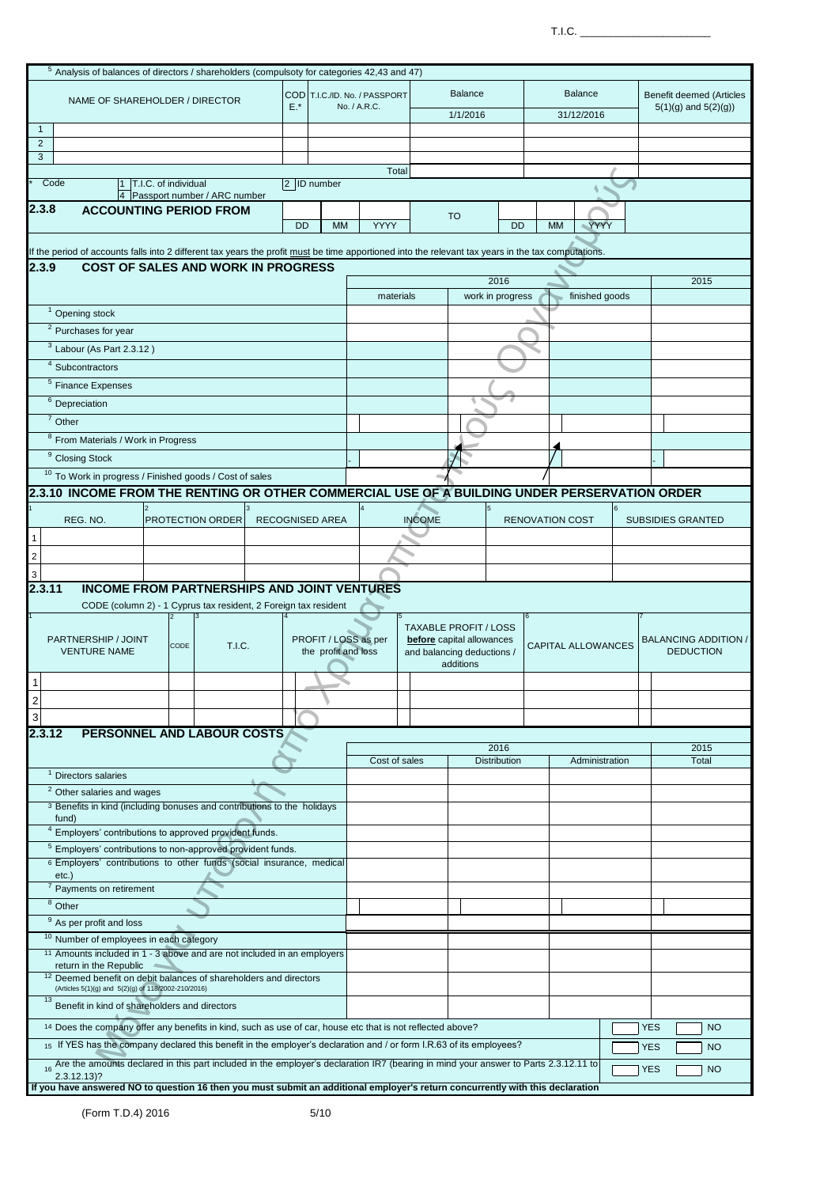T.I.C. ____________________

[5] Analysis of balances of directors / shareholders (compulsoty for categories 42,43 and 47)

| | NAME OF SHAREHOLDER / DIRECTOR | CODE.* | T.I.C./ID. No. / PASSPORT No. / A.R.C. | Balance 1/1/2016 | Balance 31/12/2016 | Benefit deemed (Articles 5(1)(g) and 5(2)(g)) |
|---|---|---|---|---|---|---|
| 1 | | | | | | |
| 2 | | | | | | |
| 3 | | | | | | |
| | | | Total | | | |

\* Code: 1 T.I.C. of individual; 2 ID number; 4 Passport number / ARC number

## 2.3.8 ACCOUNTING PERIOD FROM

| DD | MM | YYYY | TO | DD | MM | YYYY |
|---|---|---|---|---|---|---|
| | | | | | | |

If the period of accounts falls into 2 different tax years the profit must be time apportioned into the relevant tax years in the tax computations.

## 2.3.9 COST OF SALES AND WORK IN PROGRESS

| | 2016 materials | 2016 work in progress | 2016 finished goods | 2015 |
|---|---|---|---|---|
| [1] Opening stock | | | | |
| [2] Purchases for year | | | | |
| [3] Labour (As Part 2.3.12 ) | | | | |
| [4] Subcontractors | | | | |
| [5] Finance Expenses | | | | |
| [6] Depreciation | | | | |
| [7] Other | | | | |
| [8] From Materials / Work in Progress | | | | |
| [9] Closing Stock | - | | | - |
| [10] To Work in progress / Finished goods / Cost of sales | | | | |

## 2.3.10 INCOME FROM THE RENTING OR OTHER COMMERCIAL USE OF A BUILDING UNDER PERSERVATION ORDER

| | [1] REG. NO. | [2] PROTECTION ORDER | [3] RECOGNISED AREA | [4] INCOME | [5] RENOVATION COST | [6] SUBSIDIES GRANTED |
|---|---|---|---|---|---|---|
| 1 | | | | | | |
| 2 | | | | | | |
| 3 | | | | | | |

## 2.3.11 INCOME FROM PARTNERSHIPS AND JOINT VENTURES

CODE (column 2) - 1 Cyprus tax resident, 2 Foreign tax resident

| | [1] PARTNERSHIP / JOINT VENTURE NAME | [2] CODE | [3] T.I.C. | [4] PROFIT / LOSS as per the profit and loss | [5] TAXABLE PROFIT / LOSS **before** capital allowances and balancing deductions / additions | [6] CAPITAL ALLOWANCES | [7] BALANCING ADDITION / DEDUCTION |
|---|---|---|---|---|---|---|---|
| 1 | | | | | | | |
| 2 | | | | | | | |
| 3 | | | | | | | |

## 2.3.12 PERSONNEL AND LABOUR COSTS

| | 2016 Cost of sales | 2016 Distribution | 2016 Administration | 2015 Total |
|---|---|---|---|---|
| [1] Directors salaries | | | | |
| [2] Other salaries and wages | | | | |
| [3] Benefits in kind (including bonuses and contributions to the holidays fund) | | | | |
| [4] Employers' contributions to approved provident funds. | | | | |
| [5] Employers' contributions to non-approved provident funds. | | | | |
| [6] Employers' contributions to other funds (social insurance, medical etc.) | | | | |
| [7] Payments on retirement | | | | |
| [8] Other | | | | |
| [9] As per profit and loss | | | | |
| [10] Number of employees in each category | | | | |
| [11] Amounts included in 1 - 3 above and are not included in an employers return in the Republic | | | | |
| [12] Deemed benefit on debit balances of shareholders and directors (Articles 5(1)(g) and 5(2)(g) of 118/2002-210/2016) | | | | |
| [13] Benefit in kind of shareholders and directors | | | | |

[14] Does the company offer any benefits in kind, such as use of car, house etc that is not reflected above? YES / NO

[15] If YES has the company declared this benefit in the employer's declaration and / or form I.R.63 of its employees? YES / NO

[16] Are the amounts declared in this part included in the employer's declaration IR7 (bearing in mind your answer to Parts 2.3.12.11 to 2.3.12.13)? YES / NO

**If you have answered NO to question 16 then you must submit an additional employer's return concurrently with this declaration**

(Form T.D.4) 2016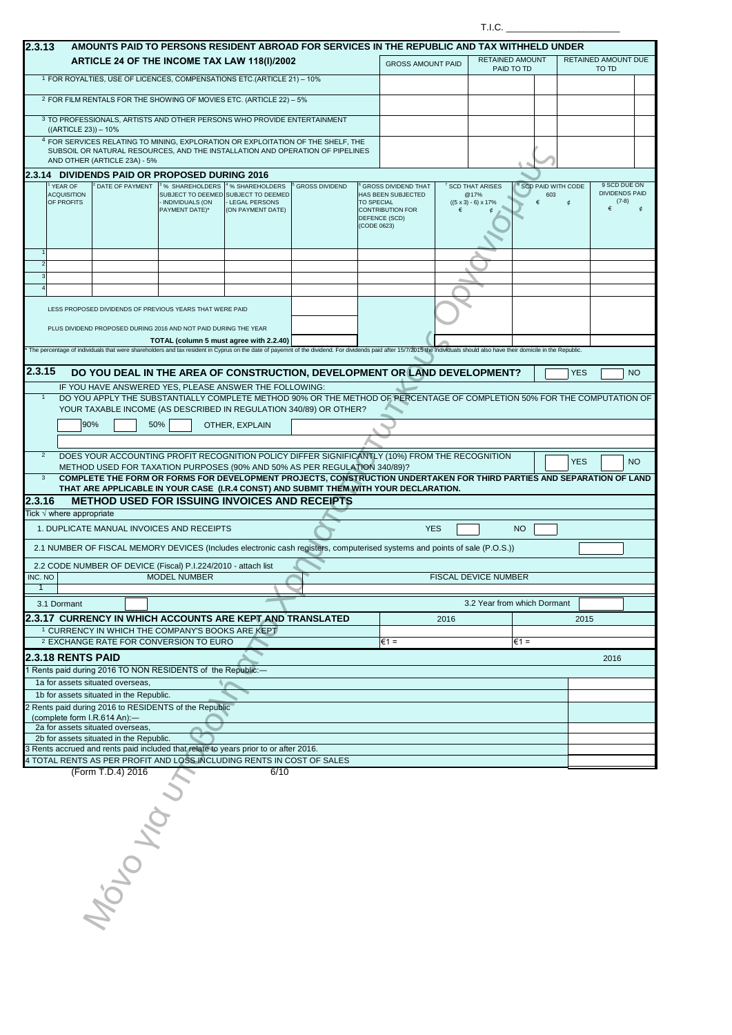T.I.C. ______________________

## 2.3.13 AMOUNTS PAID TO PERSONS RESIDENT ABROAD FOR SERVICES IN THE REPUBLIC AND TAX WITHHELD UNDER ARTICLE 24 OF THE INCOME TAX LAW 118(I)/2002

| | GROSS AMOUNT PAID | RETAINED AMOUNT PAID TO TD | | RETAINED AMOUNT DUE TO TD | |
|---|---|---|---|---|---|
| 1 FOR ROYALTIES, USE OF LICENCES, COMPENSATIONS ETC.(ARTICLE 21) – 10% | | | | | |
| 2 FOR FILM RENTALS FOR THE SHOWING OF MOVIES ETC. (ARTICLE 22) – 5% | | | | | |
| 3 TO PROFESSIONALS, ARTISTS AND OTHER PERSONS WHO PROVIDE ENTERTAINMENT ((ARTICLE 23)) – 10% | | | | | |
| 4 FOR SERVICES RELATING TO MINING, EXPLORATION OR EXPLOITATION OF THE SHELF, THE SUBSOIL OR NATURAL RESOURCES, AND THE INSTALLATION AND OPERATION OF PIPELINES AND OTHER (ARTICLE 23A) - 5% | | | | | |

## 2.3.14 DIVIDENDS PAID OR PROPOSED DURING 2016

| | 1 YEAR OF ACQUISITION OF PROFITS | 2 DATE OF PAYMENT | 3 % SHAREHOLDERS SUBJECT TO DEEMED - INDIVIDUALS (ON PAYMENT DATE)* | 4 % SHAREHOLDERS SUBJECT TO DEEMED - LEGAL PERSONS (ON PAYMENT DATE) | 5 GROSS DIVIDEND | 6 GROSS DIVIDEND THAT HAS BEEN SUBJECTED TO SPECIAL CONTRIBUTION FOR DEFENCE (SCD) (CODE 0623) | 7 SCD THAT ARISES @17% ((5 x 3) - 6) x 17% € ¢ | 8 SCD PAID WITH CODE 603 € ¢ | 9 SCD DUE ON DIVIDENDS PAID (7-8) € ¢ |
|---|---|---|---|---|---|---|---|---|---|
| 1 | | | | | | | | | |
| 2 | | | | | | | | | |
| 3 | | | | | | | | | |
| 4 | | | | | | | | | |
| | LESS PROPOSED DIVIDENDS OF PREVIOUS YEARS THAT WERE PAID | | | | | | | | |
| | PLUS DIVIDEND PROPOSED DURING 2016 AND NOT PAID DURING THE YEAR | | | | | | | | |
| | TOTAL (column 5 must agree with 2.2.40) | | | | | | | | |

* The percentage of individuals that were shareholders and tax resident in Cyprus on the date of payemnt of the dividend. For dividends paid after 15/7/2015 the individuals should also have their domicile in the Republic.

## 2.3.15 DO YOU DEAL IN THE AREA OF CONSTRUCTION, DEVELOPMENT OR LAND DEVELOPMENT? YES ☐ NO ☐

IF YOU HAVE ANSWERED YES, PLEASE ANSWER THE FOLLOWING:

1 DO YOU APPLY THE SUBSTANTIALLY COMPLETE METHOD 90% OR THE METHOD OF PERCENTAGE OF COMPLETION 50% FOR THE COMPUTATION OF YOUR TAXABLE INCOME (AS DESCRIBED IN REGULATION 340/89) OR OTHER?

90% ☐ 50% ☐ OTHER, EXPLAIN ______

2 DOES YOUR ACCOUNTING PROFIT RECOGNITION POLICY DIFFER SIGNIFICANTLY (10%) FROM THE RECOGNITION METHOD USED FOR TAXATION PURPOSES (90% AND 50% AS PER REGULATION 340/89)? YES ☐ NO ☐

3 **COMPLETE THE FORM OR FORMS FOR DEVELOPMENT PROJECTS, CONSTRUCTION UNDERTAKEN FOR THIRD PARTIES AND SEPARATION OF LAND THAT ARE APPLICABLE IN YOUR CASE (I.R.4 CONST) AND SUBMIT THEM WITH YOUR DECLARATION.**

## 2.3.16 METHOD USED FOR ISSUING INVOICES AND RECEIPTS

Tick √ where appropriate

1. DUPLICATE MANUAL INVOICES AND RECEIPTS YES ☐ NO ☐

2.1 NUMBER OF FISCAL MEMORY DEVICES (Includes electronic cash registers, computerised systems and points of sale (P.O.S.)) ☐

2.2 CODE NUMBER OF DEVICE (Fiscal) P.I.224/2010 - attach list

| INC. NO | MODEL NUMBER | FISCAL DEVICE NUMBER |
|---|---|---|
| 1 | | |

3.1 Dormant ☐ 3.2 Year from which Dormant ☐

## 2.3.17 CURRENCY IN WHICH ACCOUNTS ARE KEPT AND TRANSLATED

| | 2016 | 2015 |
|---|---|---|
| 1 CURRENCY IN WHICH THE COMPANY'S BOOKS ARE KEPT | | |
| 2 EXCHANGE RATE FOR CONVERSION TO EURO | €1 = | €1 = |

## 2.3.18 RENTS PAID

| | 2016 |
|---|---|
| 1 Rents paid during 2016 TO NON RESIDENTS of the Republic:— | |
| 1a for assets situated overseas, | |
| 1b for assets situated in the Republic. | |
| 2 Rents paid during 2016 to RESIDENTS of the Republic (complete form I.R.614 An):— | |
| 2a for assets situated overseas, | |
| 2b for assets situated in the Republic. | |
| 3 Rents accrued and rents paid included that relate to years prior to or after 2016. | |
| 4 TOTAL RENTS AS PER PROFIT AND LOSS INCLUDING RENTS IN COST OF SALES | |

(Form T.D.4) 2016 6/10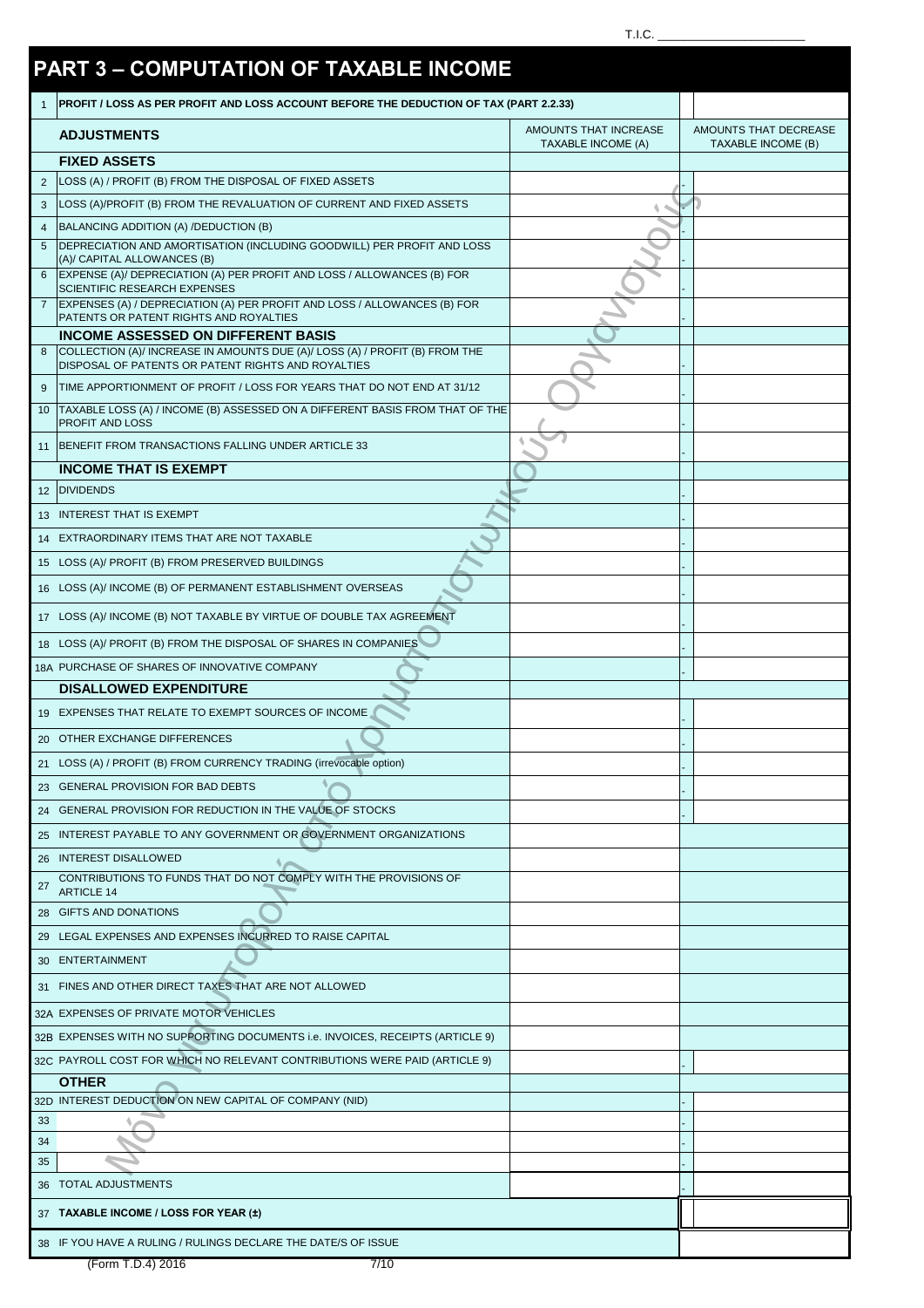T.I.C. ______________________

# PART 3 – COMPUTATION OF TAXABLE INCOME

| | | | |
|---|---|---|---|
| 1 | PROFIT / LOSS AS PER PROFIT AND LOSS ACCOUNT BEFORE THE DEDUCTION OF TAX (PART 2.2.33) | | |
| | **ADJUSTMENTS** | AMOUNTS THAT INCREASE TAXABLE INCOME (A) | AMOUNTS THAT DECREASE TAXABLE INCOME (B) |
| | **FIXED ASSETS** | | |
| 2 | LOSS (A) / PROFIT (B) FROM THE DISPOSAL OF FIXED ASSETS | - | |
| 3 | LOSS (A)/PROFIT (B) FROM THE REVALUATION OF CURRENT AND FIXED ASSETS | - | |
| 4 | BALANCING ADDITION (A) /DEDUCTION (B) | - | |
| 5 | DEPRECIATION AND AMORTISATION (INCLUDING GOODWILL) PER PROFIT AND LOSS (A)/ CAPITAL ALLOWANCES (B) | - | |
| 6 | EXPENSE (A)/ DEPRECIATION (A) PER PROFIT AND LOSS / ALLOWANCES (B) FOR SCIENTIFIC RESEARCH EXPENSES | - | |
| 7 | EXPENSES (A) / DEPRECIATION (A) PER PROFIT AND LOSS / ALLOWANCES (B) FOR PATENTS OR PATENT RIGHTS AND ROYALTIES | - | |
| | **INCOME ASSESSED ON DIFFERENT BASIS** | | |
| 8 | COLLECTION (A)/ INCREASE IN AMOUNTS DUE (A)/ LOSS (A) / PROFIT (B) FROM THE DISPOSAL OF PATENTS OR PATENT RIGHTS AND ROYALTIES | - | |
| 9 | TIME APPORTIONMENT OF PROFIT / LOSS FOR YEARS THAT DO NOT END AT 31/12 | - | |
| 10 | TAXABLE LOSS (A) / INCOME (B) ASSESSED ON A DIFFERENT BASIS FROM THAT OF THE PROFIT AND LOSS | - | |
| 11 | BENEFIT FROM TRANSACTIONS FALLING UNDER ARTICLE 33 | - | |
| | **INCOME THAT IS EXEMPT** | | |
| 12 | DIVIDENDS | - | |
| 13 | INTEREST THAT IS EXEMPT | - | |
| 14 | EXTRAORDINARY ITEMS THAT ARE NOT TAXABLE | - | |
| 15 | LOSS (A)/ PROFIT (B) FROM PRESERVED BUILDINGS | - | |
| 16 | LOSS (A)/ INCOME (B) OF PERMANENT ESTABLISHMENT OVERSEAS | - | |
| 17 | LOSS (A)/ INCOME (B) NOT TAXABLE BY VIRTUE OF DOUBLE TAX AGREEMENT | - | |
| 18 | LOSS (A)/ PROFIT (B) FROM THE DISPOSAL OF SHARES IN COMPANIES | - | |
| 18A | PURCHASE OF SHARES OF INNOVATIVE COMPANY | - | |
| | **DISALLOWED EXPENDITURE** | | |
| 19 | EXPENSES THAT RELATE TO EXEMPT SOURCES OF INCOME | - | |
| 20 | OTHER EXCHANGE DIFFERENCES | - | |
| 21 | LOSS (A) / PROFIT (B) FROM CURRENCY TRADING (irrevocable option) | - | |
| 23 | GENERAL PROVISION FOR BAD DEBTS | - | |
| 24 | GENERAL PROVISION FOR REDUCTION IN THE VALUE OF STOCKS | - | |
| 25 | INTEREST PAYABLE TO ANY GOVERNMENT OR GOVERNMENT ORGANIZATIONS | | |
| 26 | INTEREST DISALLOWED | | |
| 27 | CONTRIBUTIONS TO FUNDS THAT DO NOT COMPLY WITH THE PROVISIONS OF ARTICLE 14 | | |
| 28 | GIFTS AND DONATIONS | | |
| 29 | LEGAL EXPENSES AND EXPENSES INCURRED TO RAISE CAPITAL | | |
| 30 | ENTERTAINMENT | | |
| 31 | FINES AND OTHER DIRECT TAXES THAT ARE NOT ALLOWED | | |
| 32A | EXPENSES OF PRIVATE MOTOR VEHICLES | | |
| 32B | EXPENSES WITH NO SUPPORTING DOCUMENTS i.e. INVOICES, RECEIPTS (ARTICLE 9) | | |
| 32C | PAYROLL COST FOR WHICH NO RELEVANT CONTRIBUTIONS WERE PAID (ARTICLE 9) | - | |
| | **OTHER** | | |
| 32D | INTEREST DEDUCTION ON NEW CAPITAL OF COMPANY (NID) | - | |
| 33 | | - | |
| 34 | | - | |
| 35 | | - | |
| 36 | TOTAL ADJUSTMENTS | - | |
| 37 | **TAXABLE INCOME / LOSS FOR YEAR (±)** | | |
| 38 | IF YOU HAVE A RULING / RULINGS DECLARE THE DATE/S OF ISSUE | | |

(Form T.D.4) 2016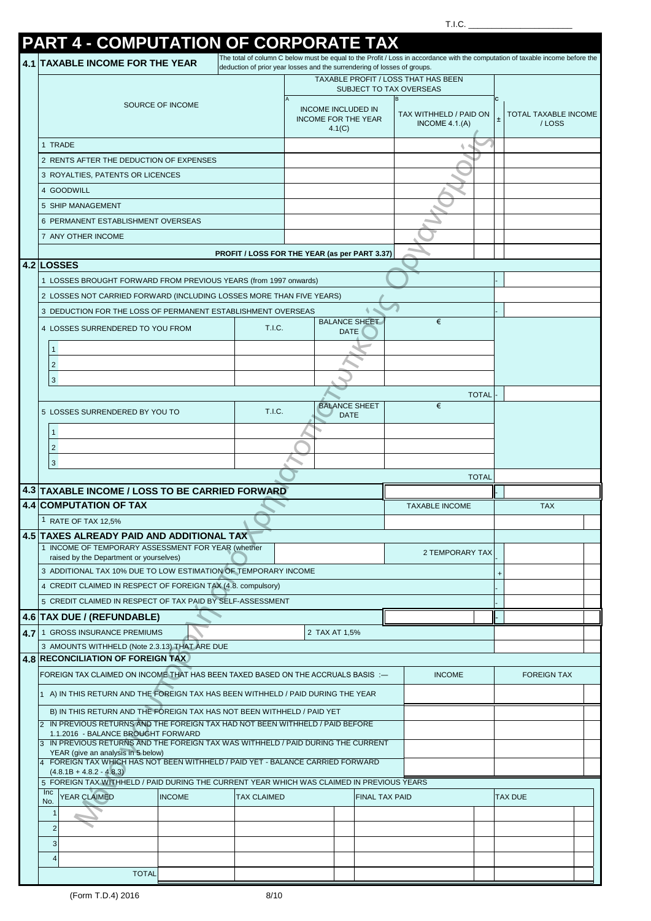T.I.C. ______________________

# PART 4 - COMPUTATION OF CORPORATE TAX

## 4.1 TAXABLE INCOME FOR THE YEAR

The total of column C below must be equal to the Profit / Loss in accordance with the computation of taxable income before the deduction of prior year losses and the surrendering of losses of groups.

| SOURCE OF INCOME | A<br>INCOME INCLUDED IN INCOME FOR THE YEAR 4.1(C) | B<br>TAX WITHHELD / PAID ON INCOME 4.1.(A) | ± | C<br>TOTAL TAXABLE INCOME / LOSS |
|---|---|---|---|---|
| | TAXABLE PROFIT / LOSS THAT HAS BEEN SUBJECT TO TAX OVERSEAS | | | |
| 1 TRADE | | | | |
| 2 RENTS AFTER THE DEDUCTION OF EXPENSES | | | | |
| 3 ROYALTIES, PATENTS OR LICENCES | | | | |
| 4 GOODWILL | | | | |
| 5 SHIP MANAGEMENT | | | | |
| 6 PERMANENT ESTABLISHMENT OVERSEAS | | | | |
| 7 ANY OTHER INCOME | | | | |
| PROFIT / LOSS FOR THE YEAR (as per PART 3.37) | | | | |

## 4.2 LOSSES

| | | | | ± | |
|---|---|---|---|---|---|
| 1 LOSSES BROUGHT FORWARD FROM PREVIOUS YEARS (from 1997 onwards) | | | | - | |
| 2 LOSSES NOT CARRIED FORWARD (INCLUDING LOSSES MORE THAN FIVE YEARS) | | | | | |
| 3 DEDUCTION FOR THE LOSS OF PERMANENT ESTABLISHMENT OVERSEAS | | | | - | |
| 4 LOSSES SURRENDERED TO YOU FROM | T.I.C. | BALANCE SHEET DATE | € | | |
| 1 | | | | | |
| 2 | | | | | |
| 3 | | | | | |
| | | | TOTAL | - | |
| 5 LOSSES SURRENDERED BY YOU TO | T.I.C. | BALANCE SHEET DATE | € | | |
| 1 | | | | | |
| 2 | | | | | |
| 3 | | | | | |
| | | | TOTAL | | |

## 4.3 TAXABLE INCOME / LOSS TO BE CARRIED FORWARD

| | | - | |
|---|---|---|---|

## 4.4 COMPUTATION OF TAX

| | TAXABLE INCOME | TAX |
|---|---|---|
| 1 RATE OF TAX 12,5% | | |

## 4.5 TAXES ALREADY PAID AND ADDITIONAL TAX

| | | | | ± | |
|---|---|---|---|---|---|
| 1 INCOME OF TEMPORARY ASSESSMENT FOR YEAR (whether raised by the Department or yourselves) | | | 2 TEMPORARY TAX | - | |
| 3 ADDITIONAL TAX 10% DUE TO LOW ESTIMATION OF TEMPORARY INCOME | | | | + | |
| 4 CREDIT CLAIMED IN RESPECT OF FOREIGN TAX (4.8. compulsory) | | | | - | |
| 5 CREDIT CLAIMED IN RESPECT OF TAX PAID BY SELF-ASSESSMENT | | | | - | |

## 4.6 TAX DUE / (REFUNDABLE)

| | | - | |
|---|---|---|---|

## 4.7

| | | | |
|---|---|---|---|
| 1 GROSS INSURANCE PREMIUMS | | 2 TAX AT 1,5% | |
| 3 AMOUNTS WITHHELD (Note 2.3.13) THAT ARE DUE | | | |

## 4.8 RECONCILIATION OF FOREIGN TAX

| FOREIGN TAX CLAIMED ON INCOME THAT HAS BEEN TAXED BASED ON THE ACCRUALS BASIS :— | INCOME | FOREIGN TAX |
|---|---|---|
| 1 A) IN THIS RETURN AND THE FOREIGN TAX HAS BEEN WITHHELD / PAID DURING THE YEAR | | |
| B) IN THIS RETURN AND THE FOREIGN TAX HAS NOT BEEN WITHHELD / PAID YET | | |
| 2 IN PREVIOUS RETURNS AND THE FOREIGN TAX HAD NOT BEEN WITHHELD / PAID BEFORE 1.1.2016 - BALANCE BROUGHT FORWARD | | |
| 3 IN PREVIOUS RETURNS AND THE FOREIGN TAX WAS WITHHELD / PAID DURING THE CURRENT YEAR (give an analysis in 5 below) | | |
| 4 FOREIGN TAX WHICH HAS NOT BEEN WITHHELD / PAID YET - BALANCE CARRIED FORWARD (4.8.1B + 4.8.2 - 4.8.3) | | |

5 FOREIGN TAX WITHHELD / PAID DURING THE CURRENT YEAR WHICH WAS CLAIMED IN PREVIOUS YEARS

| Inc No. | YEAR CLAIMED | INCOME | TAX CLAIMED | FINAL TAX PAID | TAX DUE |
|---|---|---|---|---|---|
| 1 | | | | | |
| 2 | | | | | |
| 3 | | | | | |
| 4 | | | | | |
| | TOTAL | | | | |

(Form T.D.4) 2016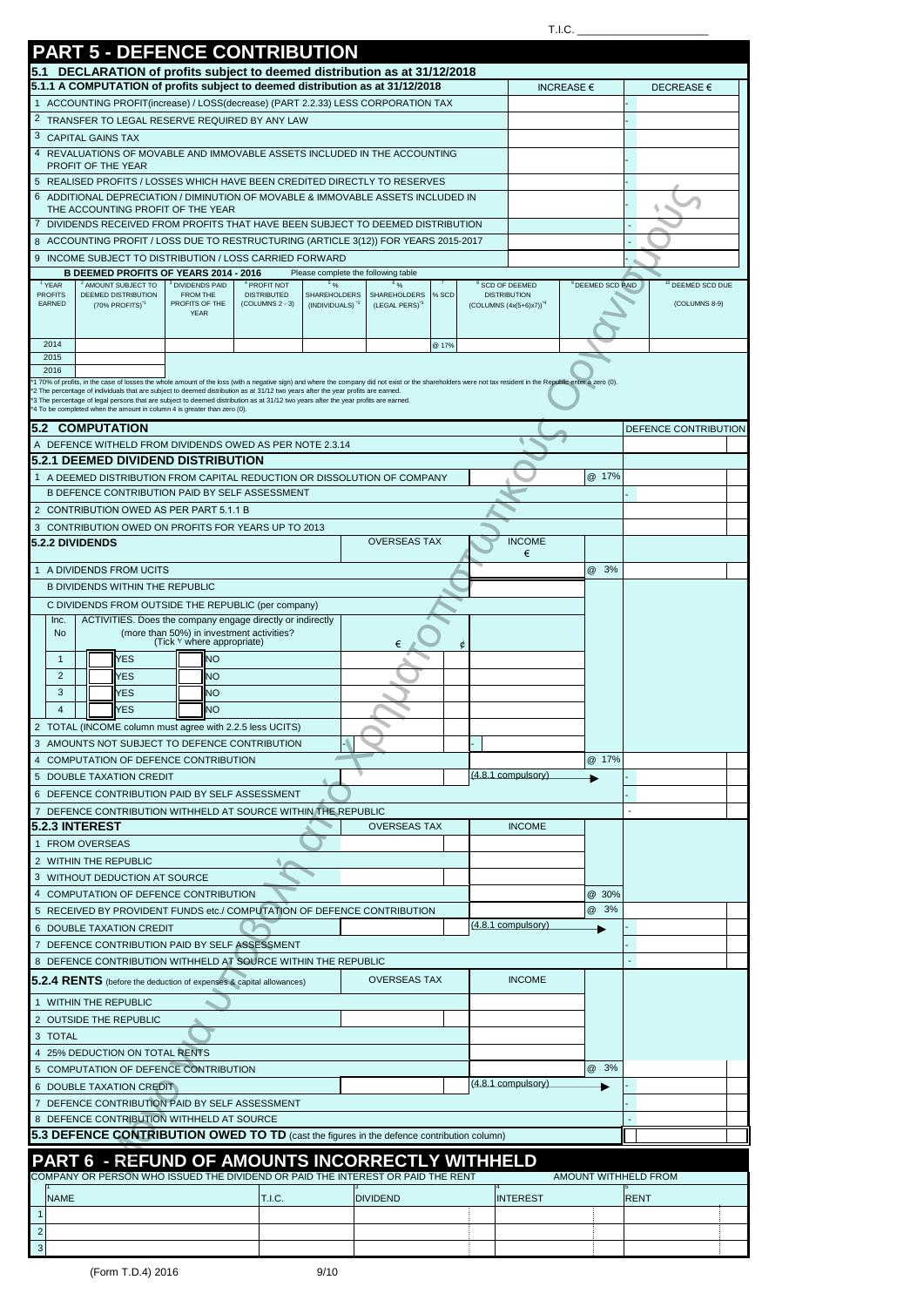T.I.C. ____________________

# PART 5 - DEFENCE CONTRIBUTION

## 5.1 DECLARATION of profits subject to deemed distribution as at 31/12/2018

### 5.1.1 A COMPUTATION of profits subject to deemed distribution as at 31/12/2018

| | INCREASE € | DECREASE € |
|---|---|---|
| 1 ACCOUNTING PROFIT(increase) / LOSS(decrease) (PART 2.2.33) LESS CORPORATION TAX | | - |
| 2 TRANSFER TO LEGAL RESERVE REQUIRED BY ANY LAW | | - |
| 3 CAPITAL GAINS TAX | | - |
| 4 REVALUATIONS OF MOVABLE AND IMMOVABLE ASSETS INCLUDED IN THE ACCOUNTING PROFIT OF THE YEAR | | - |
| 5 REALISED PROFITS / LOSSES WHICH HAVE BEEN CREDITED DIRECTLY TO RESERVES | | - |
| 6 ADDITIONAL DEPRECIATION / DIMINUTION OF MOVABLE & IMMOVABLE ASSETS INCLUDED IN THE ACCOUNTING PROFIT OF THE YEAR | | - |
| 7 DIVIDENDS RECEIVED FROM PROFITS THAT HAVE BEEN SUBJECT TO DEEMED DISTRIBUTION | | - |
| 8 ACCOUNTING PROFIT / LOSS DUE TO RESTRUCTURING (ARTICLE 3(12)) FOR YEARS 2015-2017 | | - |
| 9 INCOME SUBJECT TO DISTRIBUTION / LOSS CARRIED FORWARD | | - |

**B DEEMED PROFITS OF YEARS 2014 - 2016** Please complete the following table

| 1 YEAR PROFITS EARNED | 2 AMOUNT SUBJECT TO DEEMED DISTRIBUTION (70% PROFITS)*1 | 3 DIVIDENDS PAID FROM THE PROFITS OF THE YEAR | 4 PROFIT NOT DISTRIBUTED (COLUMNS 2 - 3) | 5 % SHAREHOLDERS (INDIVIDUALS)*2 | 6 % SHAREHOLDERS (LEGAL PERS)*3 | 7 % SCD | 8 SCD OF DEEMED DISTRIBUTION (COLUMNS (4x(5+6)x7))*4 | 9 DEEMED SCD PAID | 10 DEEMED SCD DUE (COLUMNS 8-9) |
|---|---|---|---|---|---|---|---|---|---|
| 2014 | | | | | | @ 17% | | | |
| 2015 | | | | | | | | | |
| 2016 | | | | | | | | | |

*1 70% of profits, in the case of losses the whole amount of the loss (with a negative sign) and where the company did not exist or the shareholders were not tax resident in the Republic enter a zero (0).
*2 The percentage of individuals that are subject to deemed distribution as at 31/12 two years after the year profits are earned.
*3 The percentage of legal persons that are subject to deemed distribution as at 31/12 two years after the year profits are earned.
*4 To be completed when the amount in column 4 is greater than zero (0).

## 5.2 COMPUTATION

| | | | DEFENCE CONTRIBUTION |
|---|---|---|---|
| A DEFENCE WITHELD FROM DIVIDENDS OWED AS PER NOTE 2.3.14 | | | |

### 5.2.1 DEEMED DIVIDEND DISTRIBUTION

| | | | DEFENCE CONTRIBUTION |
|---|---|---|---|
| 1 A DEEMED DISTRIBUTION FROM CAPITAL REDUCTION OR DISSOLUTION OF COMPANY | | @ 17% | |
| B DEFENCE CONTRIBUTION PAID BY SELF ASSESSMENT | | | - |
| 2 CONTRIBUTION OWED AS PER PART 5.1.1 B | | | |
| 3 CONTRIBUTION OWED ON PROFITS FOR YEARS UP TO 2013 | | | |

### 5.2.2 DIVIDENDS

| | OVERSEAS TAX | INCOME € | | DEFENCE CONTRIBUTION |
|---|---|---|---|---|
| 1 A DIVIDENDS FROM UCITS | | | @ 3% | |
| B DIVIDENDS WITHIN THE REPUBLIC | | | | |
| C DIVIDENDS FROM OUTSIDE THE REPUBLIC (per company) | | | | |
| Inc. No — ACTIVITIES. Does the company engage directly or indirectly (more than 50%) in investment activities? (Tick √ where appropriate) | € ¢ | | | |
| 1 YES / NO | | | | |
| 2 YES / NO | | | | |
| 3 YES / NO | | | | |
| 4 YES / NO | | | | |
| 2 TOTAL (INCOME column must agree with 2.2.5 less UCITS) | | | | |
| 3 AMOUNTS NOT SUBJECT TO DEFENCE CONTRIBUTION | | - | | |
| 4 COMPUTATION OF DEFENCE CONTRIBUTION | | | @ 17% | |
| 5 DOUBLE TAXATION CREDIT | | (4.8.1 compulsory) | | - |
| 6 DEFENCE CONTRIBUTION PAID BY SELF ASSESSMENT | | | | - |
| 7 DEFENCE CONTRIBUTION WITHHELD AT SOURCE WITHIN THE REPUBLIC | | | | - |

### 5.2.3 INTEREST

| | OVERSEAS TAX | INCOME | | DEFENCE CONTRIBUTION |
|---|---|---|---|---|
| 1 FROM OVERSEAS | | | | |
| 2 WITHIN THE REPUBLIC | | | | |
| 3 WITHOUT DEDUCTION AT SOURCE | | | | |
| 4 COMPUTATION OF DEFENCE CONTRIBUTION | | | @ 30% | |
| 5 RECEIVED BY PROVIDENT FUNDS etc./ COMPUTATION OF DEFENCE CONTRIBUTION | | | @ 3% | |
| 6 DOUBLE TAXATION CREDIT | | (4.8.1 compulsory) | | - |
| 7 DEFENCE CONTRIBUTION PAID BY SELF ASSESSMENT | | | | - |
| 8 DEFENCE CONTRIBUTION WITHHELD AT SOURCE WITHIN THE REPUBLIC | | | | - |

### 5.2.4 RENTS (before the deduction of expenses & capital allowances)

| | OVERSEAS TAX | INCOME | | DEFENCE CONTRIBUTION |
|---|---|---|---|---|
| 1 WITHIN THE REPUBLIC | | | | |
| 2 OUTSIDE THE REPUBLIC | | | | |
| 3 TOTAL | | | | |
| 4 25% DEDUCTION ON TOTAL RENTS | | | | |
| 5 COMPUTATION OF DEFENCE CONTRIBUTION | | | @ 3% | |
| 6 DOUBLE TAXATION CREDIT | | (4.8.1 compulsory) | | - |
| 7 DEFENCE CONTRIBUTION PAID BY SELF ASSESSMENT | | | | - |
| 8 DEFENCE CONTRIBUTION WITHHELD AT SOURCE | | | | - |

**5.3 DEFENCE CONTRIBUTION OWED TO TD** (cast the figures in the defence contribution column)

# PART 6 - REFUND OF AMOUNTS INCORRECTLY WITHHELD

COMPANY OR PERSON WHO ISSUED THE DIVIDEND OR PAID THE INTEREST OR PAID THE RENT — AMOUNT WITHHELD FROM

| | 1 NAME | 2 T.I.C. | 3 DIVIDEND | 4 INTEREST | 5 RENT |
|---|---|---|---|---|---|
| 1 | | | | | |
| 2 | | | | | |
| 3 | | | | | |

(Form T.D.4) 2016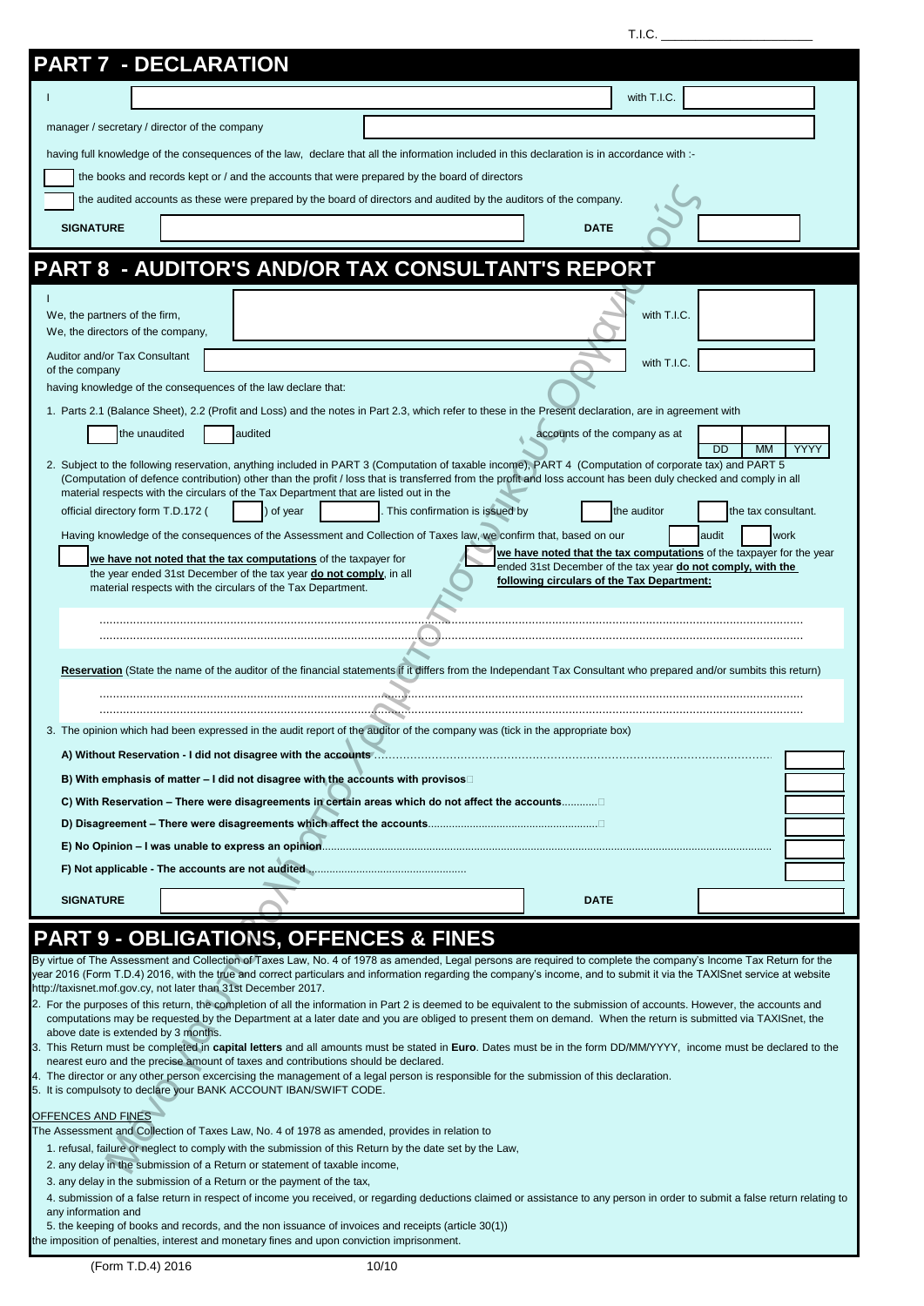T.I.C. ______________________

## PART 7 - DECLARATION

I ______________________ with T.I.C. ______

manager / secretary / director of the company ______________________

having full knowledge of the consequences of the law, declare that all the information included in this declaration is in accordance with :-

☐ the books and records kept or / and the accounts that were prepared by the board of directors

☐ the audited accounts as these were prepared by the board of directors and audited by the auditors of the company.

**SIGNATURE** ______________________ **DATE** ______

## PART 8 - AUDITOR'S AND/OR TAX CONSULTANT'S REPORT

I
We, the partners of the firm,
We, the directors of the company, ______________________ with T.I.C. ______

Auditor and/or Tax Consultant of the company ______________________ with T.I.C. ______

having knowledge of the consequences of the law declare that:

1. Parts 2.1 (Balance Sheet), 2.2 (Profit and Loss) and the notes in Part 2.3, which refer to these in the Present declaration, are in agreement with

   ☐ the unaudited ☐ audited accounts of the company as at DD MM YYYY

2. Subject to the following reservation, anything included in PART 3 (Computation of taxable income), PART 4 (Computation of corporate tax) and PART 5 (Computation of defence contribution) other than the profit / loss that is transferred from the profit and loss account has been duly checked and comply in all material respects with the circulars of the Tax Department that are listed out in the official directory form T.D.172 ( ☐ ) of year ☐ . This confirmation is issued by ☐ the auditor ☐ the tax consultant.

   Having knowledge of the consequences of the Assessment and Collection of Taxes law, we confirm that, based on our ☐ audit ☐ work

   ☐ **we have not noted that the tax computations** of the taxpayer for the year ended 31st December of the tax year **do not comply**, in all material respects with the circulars of the Tax Department.

   ☐ **we have noted that the tax computations** of the taxpayer for the year ended 31st December of the tax year **do not comply, with the following circulars of the Tax Department:**

   ...........................................................................................................................................................................................

   ...........................................................................................................................................................................................

   **Reservation** (State the name of the auditor of the financial statements if it differs from the Independant Tax Consultant who prepared and/or sumbits this return)

   ...........................................................................................................................................................................................

   ...........................................................................................................................................................................................

3. The opinion which had been expressed in the audit report of the auditor of the company was (tick in the appropriate box)

   **A) Without Reservation - I did not disagree with the accounts** ☐

   **B) With emphasis of matter – I did not disagree with the accounts with provisos** ☐

   **C) With Reservation – There were disagreements in certain areas which do not affect the accounts** ☐

   **D) Disagreement – There were disagreements which affect the accounts** ☐

   **E) No Opinion – I was unable to express an opinion** ☐

   **F) Not applicable - The accounts are not audited** ☐

**SIGNATURE** ______________________ **DATE** ______

## PART 9 - OBLIGATIONS, OFFENCES & FINES

By virtue of The Assessment and Collection of Taxes Law, No. 4 of 1978 as amended, Legal persons are required to complete the company's Income Tax Return for the year 2016 (Form T.D.4) 2016, with the true and correct particulars and information regarding the company's income, and to submit it via the TAXISnet service at website http://taxisnet.mof.gov.cy, not later than 31st December 2017.

2. For the purposes of this return, the completion of all the information in Part 2 is deemed to be equivalent to the submission of accounts. However, the accounts and computations may be requested by the Department at a later date and you are obliged to present them on demand. When the return is submitted via TAXISnet, the above date is extended by 3 months.
3. This Return must be completed in **capital letters** and all amounts must be stated in **Euro**. Dates must be in the form DD/MM/YYYY, income must be declared to the nearest euro and the precise amount of taxes and contributions should be declared.
4. The director or any other person excercising the management of a legal person is responsible for the submission of this declaration.
5. It is compulsoty to declare your BANK ACCOUNT IBAN/SWIFT CODE.

OFFENCES AND FINES

The Assessment and Collection of Taxes Law, No. 4 of 1978 as amended, provides in relation to

1. refusal, failure or neglect to comply with the submission of this Return by the date set by the Law,
2. any delay in the submission of a Return or statement of taxable income,
3. any delay in the submission of a Return or the payment of the tax,
4. submission of a false return in respect of income you received, or regarding deductions claimed or assistance to any person in order to submit a false return relating to any information and
5. the keeping of books and records, and the non issuance of invoices and receipts (article 30(1))

the imposition of penalties, interest and monetary fines and upon conviction imprisonment.

(Form T.D.4) 2016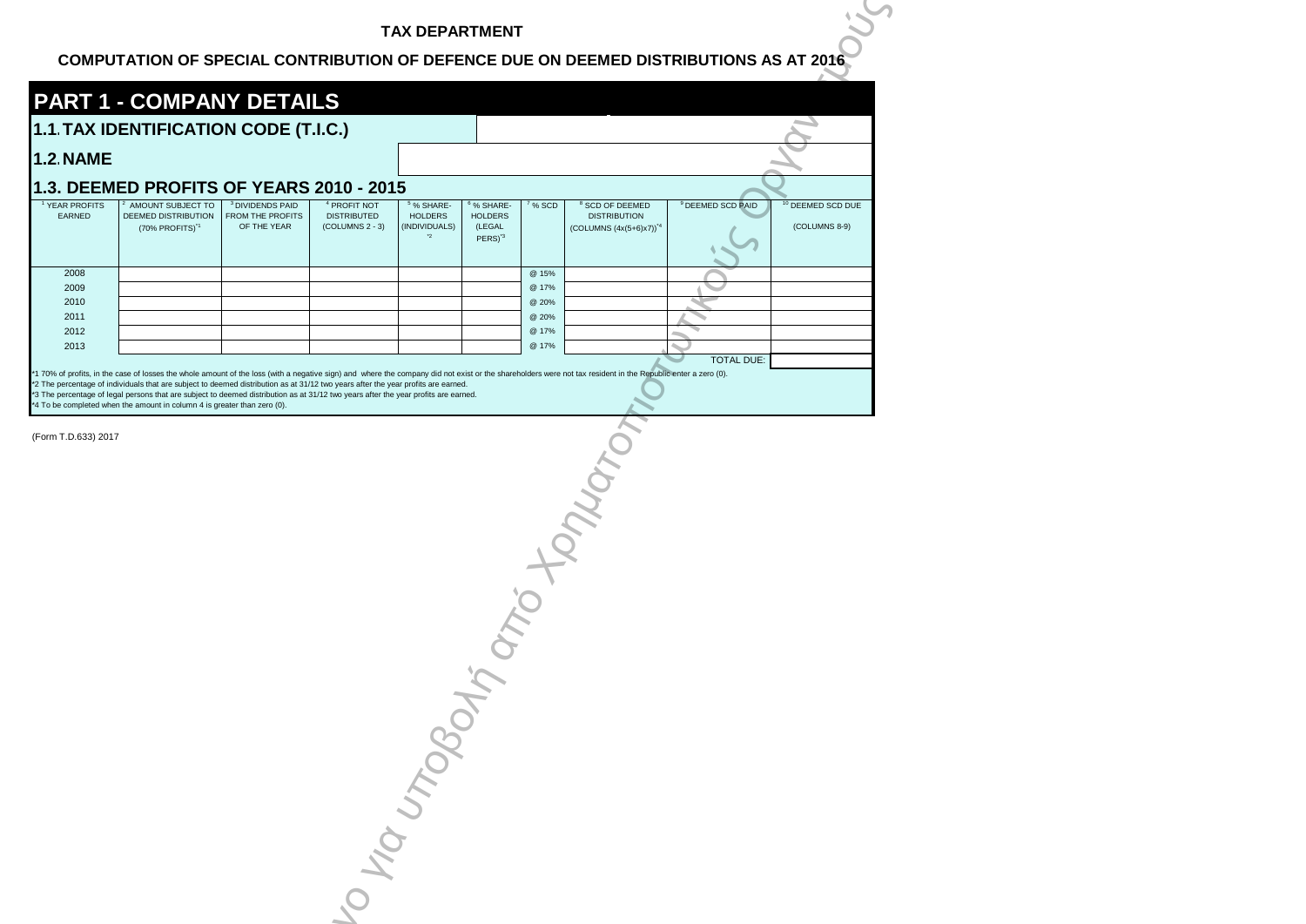**TAX DEPARTMENT**

**COMPUTATION OF SPECIAL CONTRIBUTION OF DEFENCE DUE ON DEEMED DISTRIBUTIONS AS AT 2016**

# PART 1 - COMPANY DETAILS

## 1.1. TAX IDENTIFICATION CODE (T.I.C.)

## 1.2. NAME

## 1.3. DEEMED PROFITS OF YEARS 2010 - 2015

| [1] YEAR PROFITS EARNED | [2] AMOUNT SUBJECT TO DEEMED DISTRIBUTION (70% PROFITS)*1 | [3] DIVIDENDS PAID FROM THE PROFITS OF THE YEAR | [4] PROFIT NOT DISTRIBUTED (COLUMNS 2 - 3) | [5] % SHARE-HOLDERS (INDIVIDUALS) *2 | [6] % SHARE-HOLDERS (LEGAL PERS)*3 | [7] % SCD | [8] SCD OF DEEMED DISTRIBUTION (COLUMNS (4x(5+6)x7))*4 | [9] DEEMED SCD PAID | [10] DEEMED SCD DUE (COLUMNS 8-9) |
|---|---|---|---|---|---|---|---|---|---|
| 2008 | | | | | | @ 15% | | | |
| 2009 | | | | | | @ 17% | | | |
| 2010 | | | | | | @ 20% | | | |
| 2011 | | | | | | @ 20% | | | |
| 2012 | | | | | | @ 17% | | | |
| 2013 | | | | | | @ 17% | | | |
| | | | | | | | | TOTAL DUE: | |

*1 70% of profits, in the case of losses the whole amount of the loss (with a negative sign) and where the company did not exist or the shareholders were not tax resident in the Republic enter a zero (0).
*2 The percentage of individuals that are subject to deemed distribution as at 31/12 two years after the year profits are earned.
*3 The percentage of legal persons that are subject to deemed distribution as at 31/12 two years after the year profits are earned.
*4 To be completed when the amount in column 4 is greater than zero (0).

(Form T.D.633) 2017